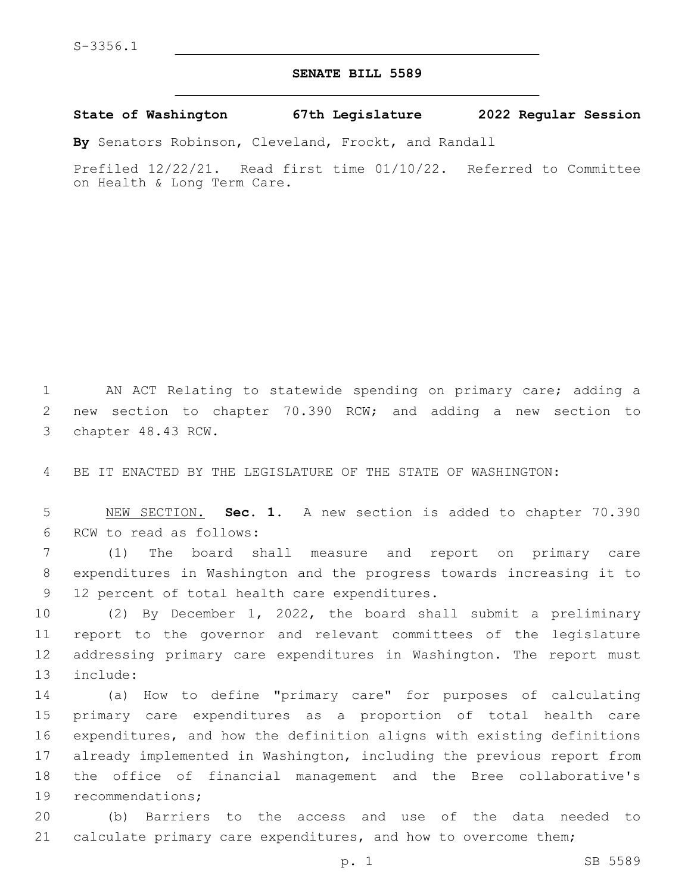S-3356.1

# SENATE BILL 5589

**State of Washington 67th Legislature 2022 Regular Session**

**By** Senators Robinson, Cleveland, Frockt, and Randall

Prefiled 12/22/21. Read first time 01/10/22. Referred to Committee on Health & Long Term Care.

AN ACT Relating to statewide spending on primary care; adding a new section to chapter 70.390 RCW; and adding a new section to chapter 48.43 RCW.

BE IT ENACTED BY THE LEGISLATURE OF THE STATE OF WASHINGTON:

NEW SECTION. **Sec. 1.** A new section is added to chapter 70.390 RCW to read as follows:

(1) The board shall measure and report on primary care expenditures in Washington and the progress towards increasing it to 12 percent of total health care expenditures.

(2) By December 1, 2022, the board shall submit a preliminary report to the governor and relevant committees of the legislature addressing primary care expenditures in Washington. The report must include:

(a) How to define "primary care" for purposes of calculating primary care expenditures as a proportion of total health care expenditures, and how the definition aligns with existing definitions already implemented in Washington, including the previous report from the office of financial management and the Bree collaborative's recommendations;

(b) Barriers to the access and use of the data needed to calculate primary care expenditures, and how to overcome them;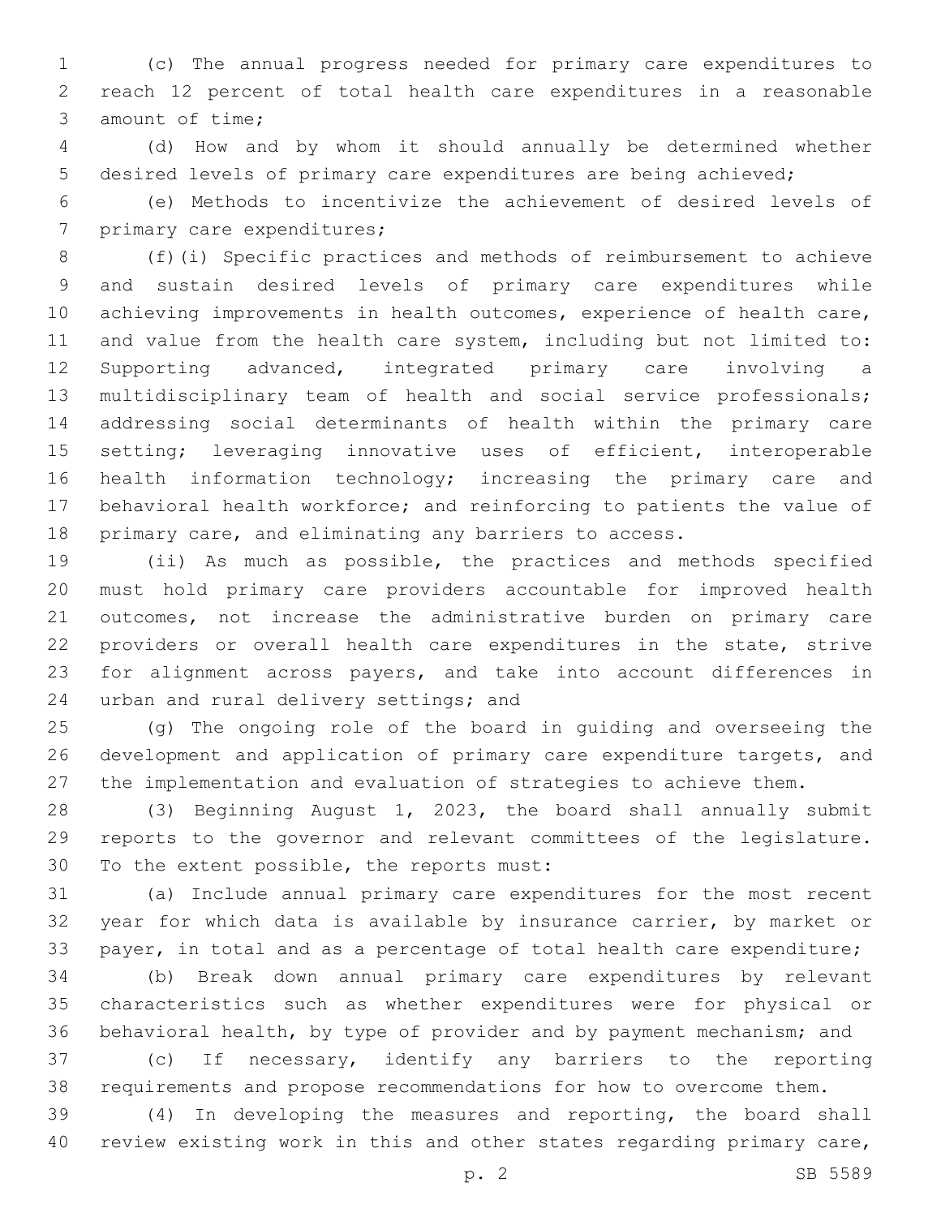(c) The annual progress needed for primary care expenditures to reach 12 percent of total health care expenditures in a reasonable amount of time;

(d) How and by whom it should annually be determined whether desired levels of primary care expenditures are being achieved;

(e) Methods to incentivize the achievement of desired levels of primary care expenditures;

(f)(i) Specific practices and methods of reimbursement to achieve and sustain desired levels of primary care expenditures while achieving improvements in health outcomes, experience of health care, and value from the health care system, including but not limited to: Supporting advanced, integrated primary care involving a multidisciplinary team of health and social service professionals; addressing social determinants of health within the primary care setting; leveraging innovative uses of efficient, interoperable health information technology; increasing the primary care and behavioral health workforce; and reinforcing to patients the value of primary care, and eliminating any barriers to access.

(ii) As much as possible, the practices and methods specified must hold primary care providers accountable for improved health outcomes, not increase the administrative burden on primary care providers or overall health care expenditures in the state, strive for alignment across payers, and take into account differences in urban and rural delivery settings; and

(g) The ongoing role of the board in guiding and overseeing the development and application of primary care expenditure targets, and the implementation and evaluation of strategies to achieve them.

(3) Beginning August 1, 2023, the board shall annually submit reports to the governor and relevant committees of the legislature. To the extent possible, the reports must:

(a) Include annual primary care expenditures for the most recent year for which data is available by insurance carrier, by market or payer, in total and as a percentage of total health care expenditure;

(b) Break down annual primary care expenditures by relevant characteristics such as whether expenditures were for physical or behavioral health, by type of provider and by payment mechanism; and

(c) If necessary, identify any barriers to the reporting requirements and propose recommendations for how to overcome them.

(4) In developing the measures and reporting, the board shall review existing work in this and other states regarding primary care,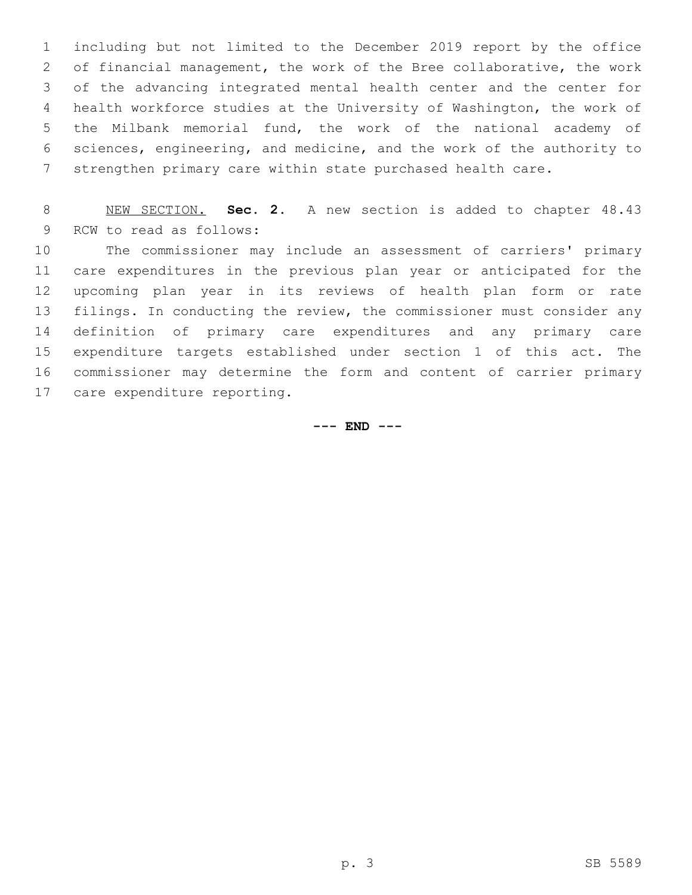including but not limited to the December 2019 report by the office of financial management, the work of the Bree collaborative, the work of the advancing integrated mental health center and the center for health workforce studies at the University of Washington, the work of the Milbank memorial fund, the work of the national academy of sciences, engineering, and medicine, and the work of the authority to strengthen primary care within state purchased health care.

NEW SECTION. **Sec. 2.** A new section is added to chapter 48.43 RCW to read as follows:

The commissioner may include an assessment of carriers' primary care expenditures in the previous plan year or anticipated for the upcoming plan year in its reviews of health plan form or rate filings. In conducting the review, the commissioner must consider any definition of primary care expenditures and any primary care expenditure targets established under section 1 of this act. The commissioner may determine the form and content of carrier primary care expenditure reporting.

**--- END ---**